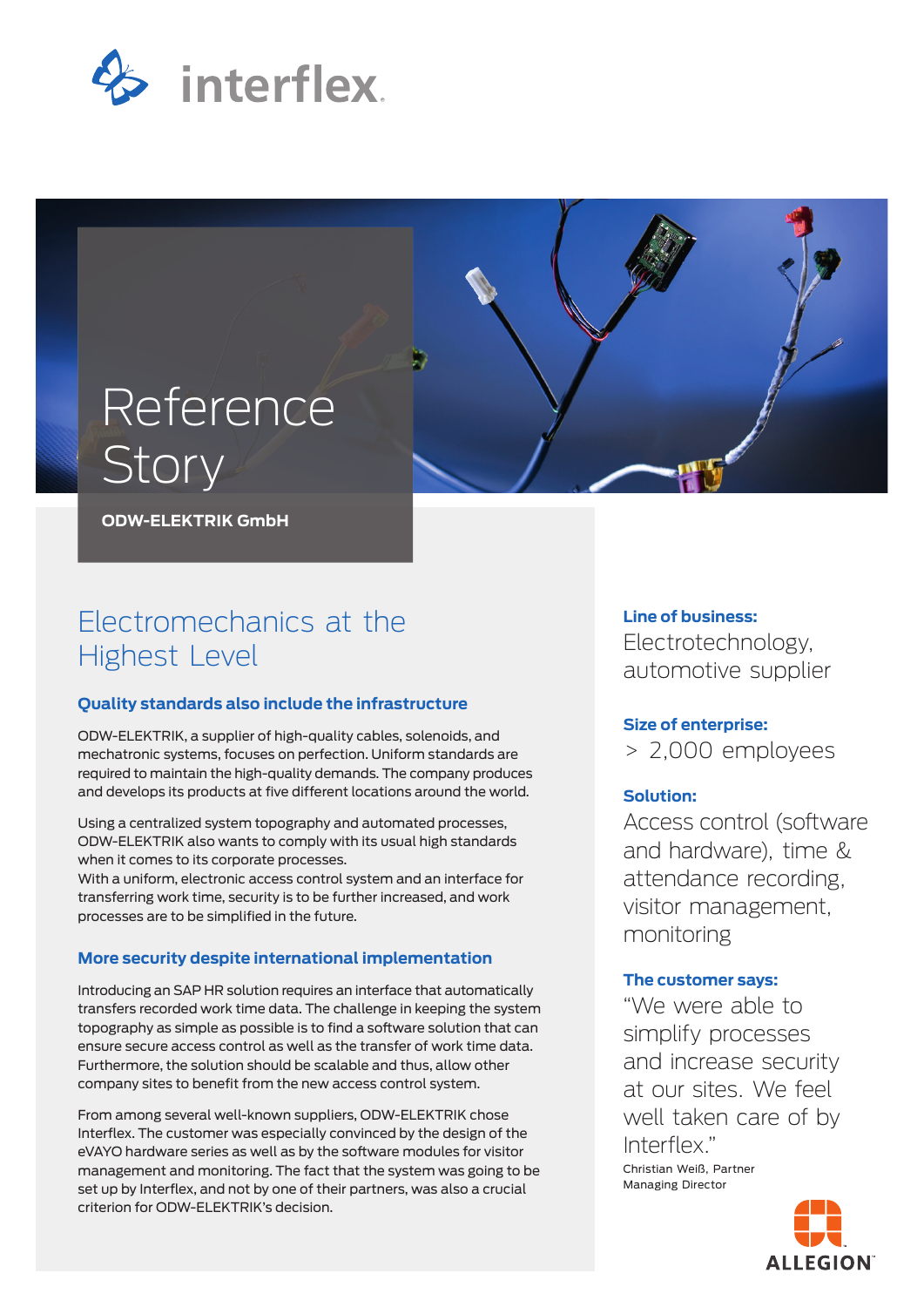# Reference Story

**ODW-ELEKTRIK GmbH**

## Electromechanics at the Highest Level

### Quality standards also include the infrastructure

ODW-ELEKTRIK, a supplier of high-quality cables, solenoids, and mechatronic systems, focuses on perfection. Uniform standards are required to maintain the high-quality demands. The company produces and develops its products at five different locations around the world.

Using a centralized system topography and automated processes, ODW-ELEKTRIK also wants to comply with its usual high standards when it comes to its corporate processes.
With a uniform, electronic access control system and an interface for transferring work time, security is to be further increased, and work processes are to be simplified in the future.

### More security despite international implementation

Introducing an SAP HR solution requires an interface that automatically transfers recorded work time data. The challenge in keeping the system topography as simple as possible is to find a software solution that can ensure secure access control as well as the transfer of work time data. Furthermore, the solution should be scalable and thus, allow other company sites to benefit from the new access control system.

From among several well-known suppliers, ODW-ELEKTRIK chose Interflex. The customer was especially convinced by the design of the eVAYO hardware series as well as by the software modules for visitor management and monitoring. The fact that the system was going to be set up by Interflex, and not by one of their partners, was also a crucial criterion for ODW-ELEKTRIK's decision.

**Line of business:**
Electrotechnology, automotive supplier

**Size of enterprise:**
> 2,000 employees

**Solution:**
Access control (software and hardware), time & attendance recording, visitor management, monitoring

**The customer says:**
"We were able to simplify processes and increase security at our sites. We feel well taken care of by Interflex."

Christian Weiß, Partner
Managing Director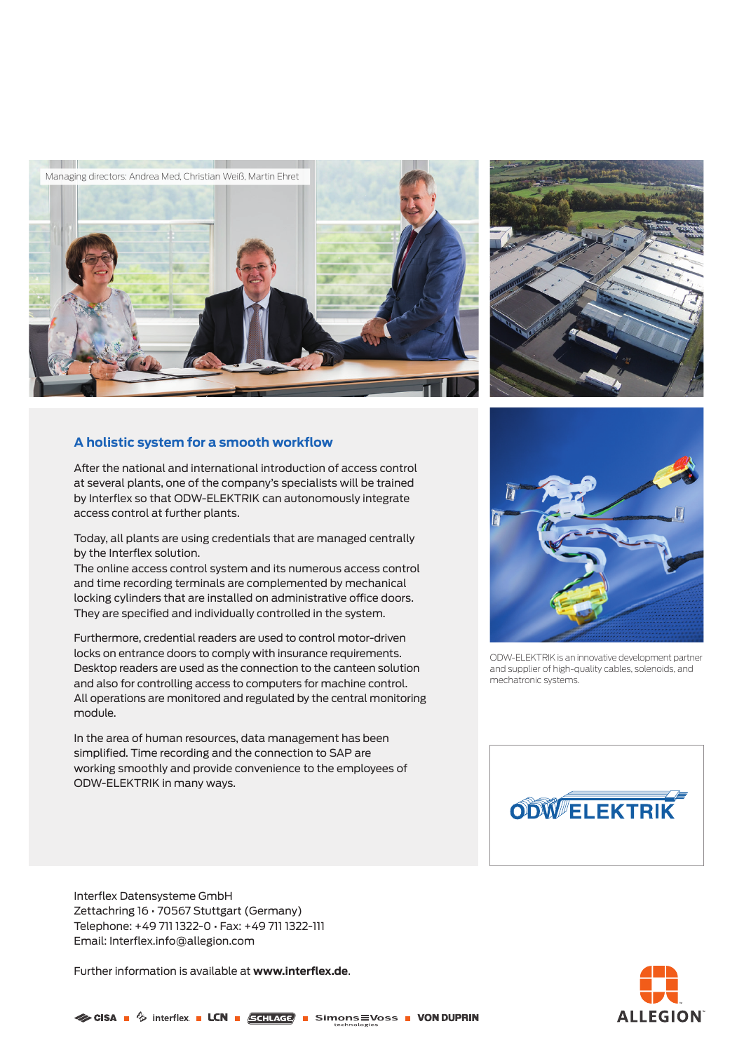Managing directors: Andrea Med, Christian Weiß, Martin Ehret

## A holistic system for a smooth workflow

After the national and international introduction of access control at several plants, one of the company's specialists will be trained by Interflex so that ODW-ELEKTRIK can autonomously integrate access control at further plants.

Today, all plants are using credentials that are managed centrally by the Interflex solution.
The online access control system and its numerous access control and time recording terminals are complemented by mechanical locking cylinders that are installed on administrative office doors. They are specified and individually controlled in the system.

Furthermore, credential readers are used to control motor-driven locks on entrance doors to comply with insurance requirements. Desktop readers are used as the connection to the canteen solution and also for controlling access to computers for machine control. All operations are monitored and regulated by the central monitoring module.

In the area of human resources, data management has been simplified. Time recording and the connection to SAP are working smoothly and provide convenience to the employees of ODW-ELEKTRIK in many ways.

ODW-ELEKTRIK is an innovative development partner and supplier of high-quality cables, solenoids, and mechatronic systems.

ODW ELEKTRIK

Interflex Datensysteme GmbH
Zettachring 16 · 70567 Stuttgart (Germany)
Telephone: +49 711 1322-0 · Fax: +49 711 1322-111
Email: Interflex.info@allegion.com

Further information is available at **www.interflex.de**.

CISA · interflex · LCN · SCHLAGE · SimonsVoss technologies · VON DUPRIN

ALLEGION